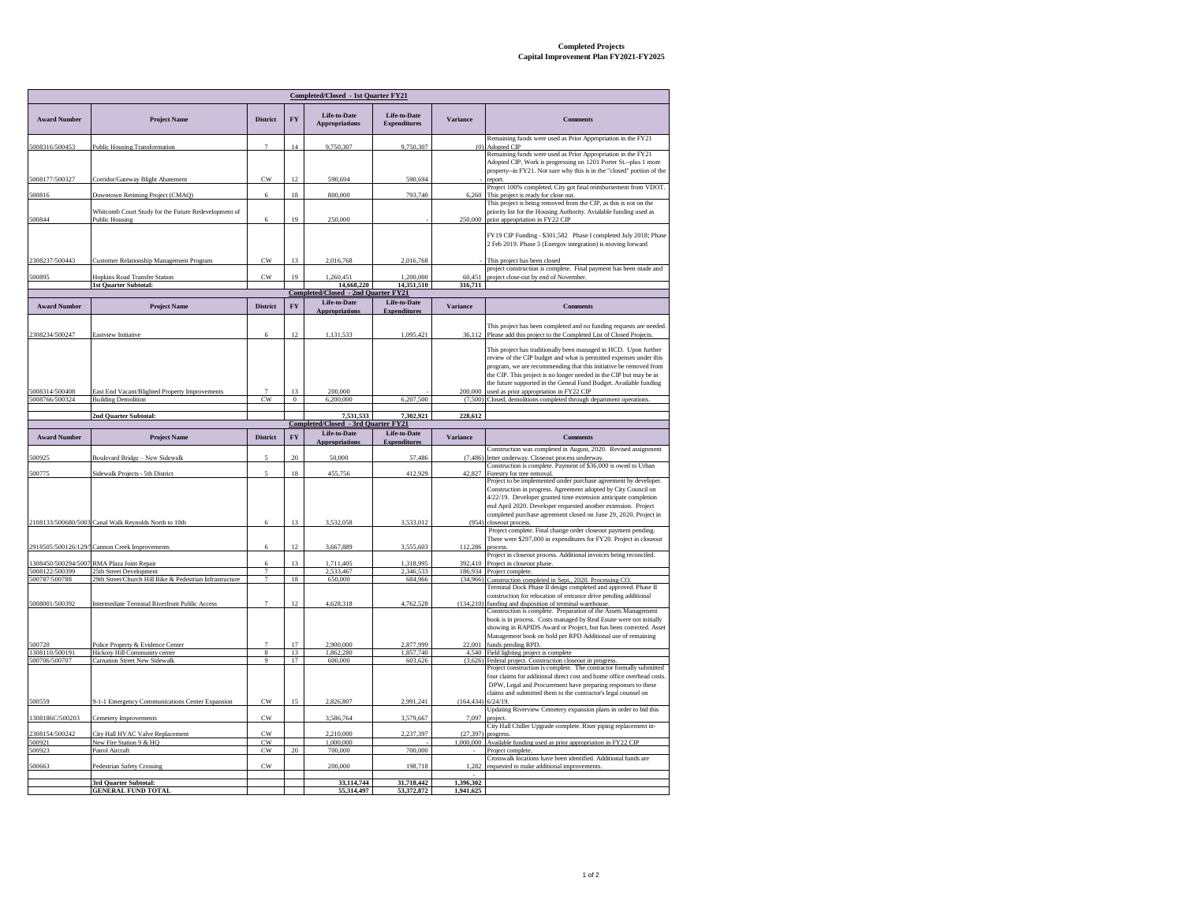**Completed Projects**
**Capital Improvement Plan FY2021-FY2025**

| **Completed/Closed - 1st Quarter FY21** | | | | | | | |
|---|---|---|---|---|---|---|---|
| **Award Number** | **Project Name** | **District** | **FY** | **Life-to-Date Appropriations** | **Life-to-Date Expenditures** | **Variance** | **Comments** |
| 5008316/500453 | Public Housing Transformation | 7 | 14 | 9,750,307 | 9,750,307 | (0) | Remaining funds were used as Prior Appropriation in the FY21 Adopted CIP |
| 5008177/500327 | Corridor/Gateway Blight Abatement | CW | 12 | 590,694 | 590,694 | - | Remaining funds were used as Prior Appropriation in the FY21 Adopted CIP. Work is progressing on 1201 Porter St.--plus 1 more property--in FY21. Not sure why this is in the "closed" portion of the report. |
| 500816 | Downtown Retiming Project (CMAQ) | 6 | 18 | 800,000 | 793,740 | 6,260 | Project 100% completed. City got final reimbursement from VDOT. This project is ready for close out. |
| 500844 | Whitcomb Court Study for the Future Redevelopment of Public Housing | 6 | 19 | 250,000 | - | 250,000 | This project is being removed from the CIP, as this is not on the priority list for the Housing Authority. Avialable funding used as prior appropriation in FY22 CIP |
| 2308237/500443 | Customer Relationship Management Program | CW | 13 | 2,016,768 | 2,016,768 | - | FY19 CIP Funding - $301,582 Phase I completed July 2018; Phase 2 Feb 2019. Phase 3 (Energov integration) is moving forward This project has been closed |
| 500895 | Hopkins Road Transfer Station | CW | 19 | 1,260,451 | 1,200,000 | 60,451 | project construction is complete. Final payment has been made and project close-out by end of November. |
| | **1st Quarter Subtotal:** | | | **14,668,220** | **14,351,510** | **316,711** | |
| **Completed/Closed - 2nd Quarter FY21** | | | | | | | |
| **Award Number** | **Project Name** | **District** | **FY** | **Life-to-Date Appropriations** | **Life-to-Date Expenditures** | **Variance** | **Comments** |
| 2308234/500247 | Eastview Initiative | 6 | 12 | 1,131,533 | 1,095,421 | 36,112 | This project has been completed and no funding requests are needed. Please add this project to the Completed List of Closed Projects. |
| 5008314/500408 | East End Vacant/Blighted Property Improvements | 7 | 13 | 200,000 | - | 200,000 | This project has traditionally been managed in HCD. Upon further review of the CIP budget and what is permitted expenses under this program, we are recommending that this initiative be removed from the CIP. This project is no longer needed in the CIP but may be in the future supported in the Geneal Fund Budget. Available funding used as prior appropriation in FY22 CIP |
| 5008766/500324 | Building Demolition | CW | 0 | 6,200,000 | 6,207,500 | (7,500) | Closed, demolitions completed through department operations. |
| | **2nd Quarter Subtotal:** | | | **7,531,533** | **7,302,921** | **228,612** | |
| **Completed/Closed - 3rd Quarter FY21** | | | | | | | |
| **Award Number** | **Project Name** | **District** | **FY** | **Life-to-Date Appropriations** | **Life-to-Date Expenditures** | **Variance** | **Comments** |
| 500925 | Boulevard Bridge – New Sidewalk | 5 | 20 | 50,000 | 57,486 | (7,486) | Construction was completed in August, 2020. Revised assignment letter underway. Closeout process underway. |
| 500775 | Sidewalk Projects - 5th District | 5 | 18 | 455,756 | 412,929 | 42,827 | Construction is complete. Payment of $36,000 is owed to Urban Forestry for tree removal. |
| 2108133/500680/5003 | Canal Walk Reynolds North to 10th | 6 | 13 | 3,532,058 | 3,533,012 | (954) | Project to be implemented under purchase agreement by developer. Construction in progress. Agreement adopted by City Council on 4/22/19. Developer granted time extension anticipate completion end April 2020. Developer requested another extension. Project completed purchase agreement closed on June 29, 2020. Project in closeout process. |
| 2918505/500126/129/5 | Cannon Creek Improvements | 6 | 12 | 3,667,889 | 3,555,603 | 112,286 | Project complete. Final change order closeout pending. There were $297,000 in expenditures for FY20. Project in closeout process. |
| 1308450/500294/5007 | RMA Plaza Joint Repair | 6 | 13 | 1,711,405 | 1,318,995 | 392,410 | Project in closeout process. Additional invoices being reconciled. Project in closeout phase. |
| 5008122/500399 | 25th Street Development | 7 | | 2,533,467 | 2,346,533 | 186,934 | Project complete. |
| 500787/500788 | 29th Street/Church Hill Bike & Pedestrian Infrastructure | 7 | 18 | 650,000 | 684,966 | (34,966) | Construction completed in Sept., 2020. Processing CO. |
| 5008001/500392 | Intermediate Terminal Riverfront Public Access | 7 | 12 | 4,628,318 | 4,762,528 | (134,210) | Terminal Dock Phase II design completed and approved. Phase II construction for relocation of entrance drive pending additional funding and disposition of terminal warehouse. |
| 500720 | Police Property & Evidence Center | 7 | 17 | 2,900,000 | 2,877,999 | 22,001 | Construction is complete. Preparation of the Assets Management book is in process. Costs managed by Real Estate were not initially showing in RAPIDS Award or Project, but has been corrected. Asset Management book on hold per RPD Additional use of remaining funds pending RPD. |
| 1308110/500191 | Hickory Hill Community center | 8 | 13 | 1,862,280 | 1,857,740 | 4,540 | Field lighting project is complete |
| 500706/500707 | Carnation Street New Sidewalk | 9 | 17 | 600,000 | 603,626 | (3,626) | Federal project. Construction closeout in progress. |
| 500559 | 9-1-1 Emergency Communications Center Expansion | CW | 15 | 2,826,807 | 2,991,241 | (164,434) | Project construction is complete. The contractor formally submitted four claims for additional direct cost and home office overhead costs. DPW, Legal and Procurement have preparing responses to these claims and submitted them to the contractor's legal counsel on 6/24/19. |
| 1308186C/500203 | Cemetery Improvements | CW | | 3,586,764 | 3,579,667 | 7,097 | Updating Riverview Cemetery expansion plans in order to bid this project. |
| 2308154/500242 | City Hall HVAC Valve Replacement | CW | | 2,210,000 | 2,237,397 | (27,397) | City Hall Chiller Upgrade complete. Riser piping replacement in-progress. |
| 500921 | New Fire Station 9 & HQ | CW | | 1,000,000 | - | 1,000,000 | Available funding used as prior appropriation in FY22 CIP |
| 500923 | Patrol Aircraft | CW | 20 | 700,000 | 700,000 | - | Project complete. |
| 500663 | Pedestrian Safety Crossing | CW | | 200,000 | 198,718 | 1,282 | Crosswalk locations have been identified. Additional funds are requested to make additional improvements. |
| | **3rd Quarter Subtotal:** | | | **33,114,744** | **31,718,442** | **1,396,302** | |
| | **GENERAL FUND TOTAL** | | | **55,314,497** | **53,372,872** | **1,941,625** | |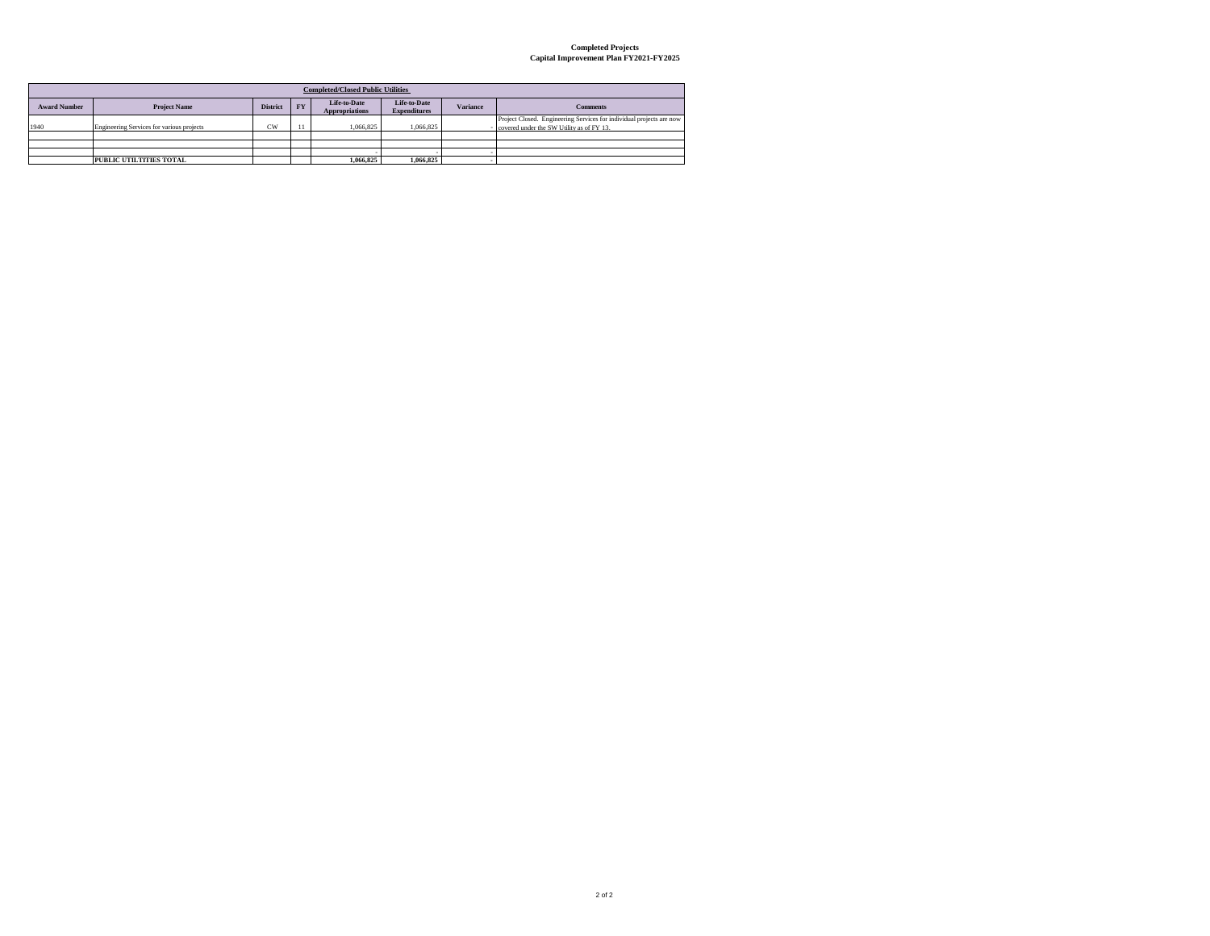**Completed Projects**
**Capital Improvement Plan FY2021-FY2025**

| Completed/Closed Public Utilities | | | | | | | |
|---|---|---|---|---|---|---|---|
| **Award Number** | **Project Name** | **District** | **FY** | **Life-to-Date Appropriations** | **Life-to-Date Expenditures** | **Variance** | **Comments** |
| 1940 | Engineering Services for various projects | CW | 11 | 1,066,825 | 1,066,825 | - | Project Closed. Engineering Services for individual projects are now covered under the SW Utility as of FY 13. |
| | | | | | | | |
| | | | | | | | |
| | | | | - | - | - | |
| | **PUBLIC UTILTITIES TOTAL** | | | **1,066,825** | **1,066,825** | - | |